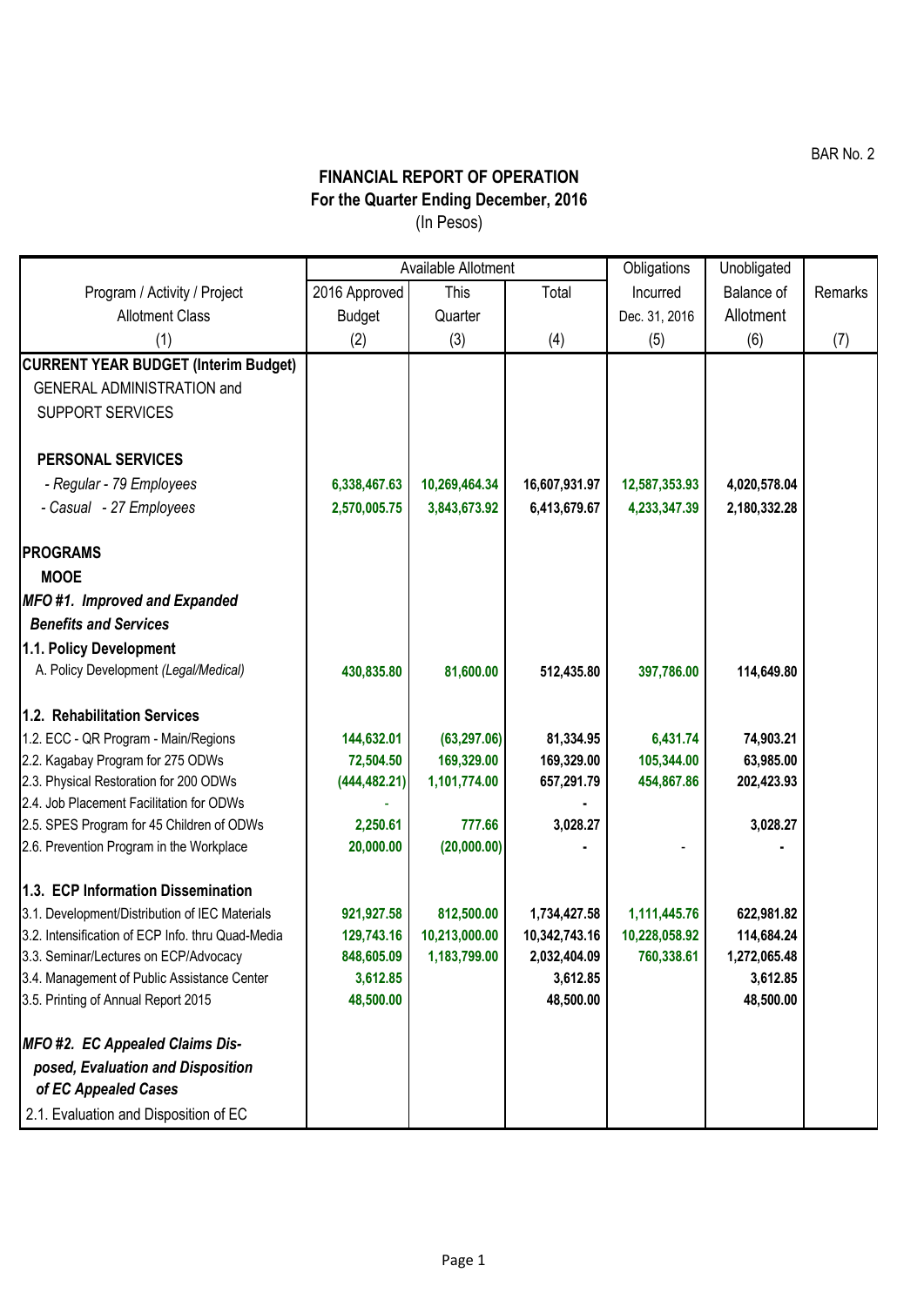BAR No. 2

## FINANCIAL REPORT OF OPERATION
## For the Quarter Ending December, 2016
(In Pesos)

| Program / Activity / Project Allotment Class | Available Allotment | | | Obligations Incurred Dec. 31, 2016 | Unobligated Balance of Allotment | Remarks |
|---|---|---|---|---|---|---|
| | 2016 Approved Budget | This Quarter | Total | | | |
| (1) | (2) | (3) | (4) | (5) | (6) | (7) |
| **CURRENT YEAR BUDGET (Interim Budget)** | | | | | | |
| GENERAL ADMINISTRATION and SUPPORT SERVICES | | | | | | |
| **PERSONAL SERVICES** | | | | | | |
| *- Regular - 79 Employees* | **6,338,467.63** | **10,269,464.34** | **16,607,931.97** | **12,587,353.93** | **4,020,578.04** | |
| *- Casual - 27 Employees* | **2,570,005.75** | **3,843,673.92** | **6,413,679.67** | **4,233,347.39** | **2,180,332.28** | |
| **PROGRAMS** | | | | | | |
| **MOOE** | | | | | | |
| ***MFO #1. Improved and Expanded Benefits and Services*** | | | | | | |
| **1.1. Policy Development** | | | | | | |
| A. Policy Development *(Legal/Medical)* | **430,835.80** | **81,600.00** | **512,435.80** | **397,786.00** | **114,649.80** | |
| **1.2. Rehabilitation Services** | | | | | | |
| 1.2. ECC - QR Program - Main/Regions | **144,632.01** | **(63,297.06)** | **81,334.95** | **6,431.74** | **74,903.21** | |
| 2.2. Kagabay Program for 275 ODWs | **72,504.50** | **169,329.00** | **169,329.00** | **105,344.00** | **63,985.00** | |
| 2.3. Physical Restoration for 200 ODWs | **(444,482.21)** | **1,101,774.00** | **657,291.79** | **454,867.86** | **202,423.93** | |
| 2.4. Job Placement Facilitation for ODWs | - | | **-** | | | |
| 2.5. SPES Program for 45 Children of ODWs | **2,250.61** | **777.66** | **3,028.27** | | **3,028.27** | |
| 2.6. Prevention Program in the Workplace | **20,000.00** | **(20,000.00)** | **-** | - | **-** | |
| **1.3. ECP Information Dissemination** | | | | | | |
| 3.1. Development/Distribution of IEC Materials | **921,927.58** | **812,500.00** | **1,734,427.58** | **1,111,445.76** | **622,981.82** | |
| 3.2. Intensification of ECP Info. thru Quad-Media | **129,743.16** | **10,213,000.00** | **10,342,743.16** | **10,228,058.92** | **114,684.24** | |
| 3.3. Seminar/Lectures on ECP/Advocacy | **848,605.09** | **1,183,799.00** | **2,032,404.09** | **760,338.61** | **1,272,065.48** | |
| 3.4. Management of Public Assistance Center | **3,612.85** | | **3,612.85** | | **3,612.85** | |
| 3.5. Printing of Annual Report 2015 | **48,500.00** | | **48,500.00** | | **48,500.00** | |
| ***MFO #2. EC Appealed Claims Disposed, Evaluation and Disposition of EC Appealed Cases*** | | | | | | |
| 2.1. Evaluation and Disposition of EC | | | | | | |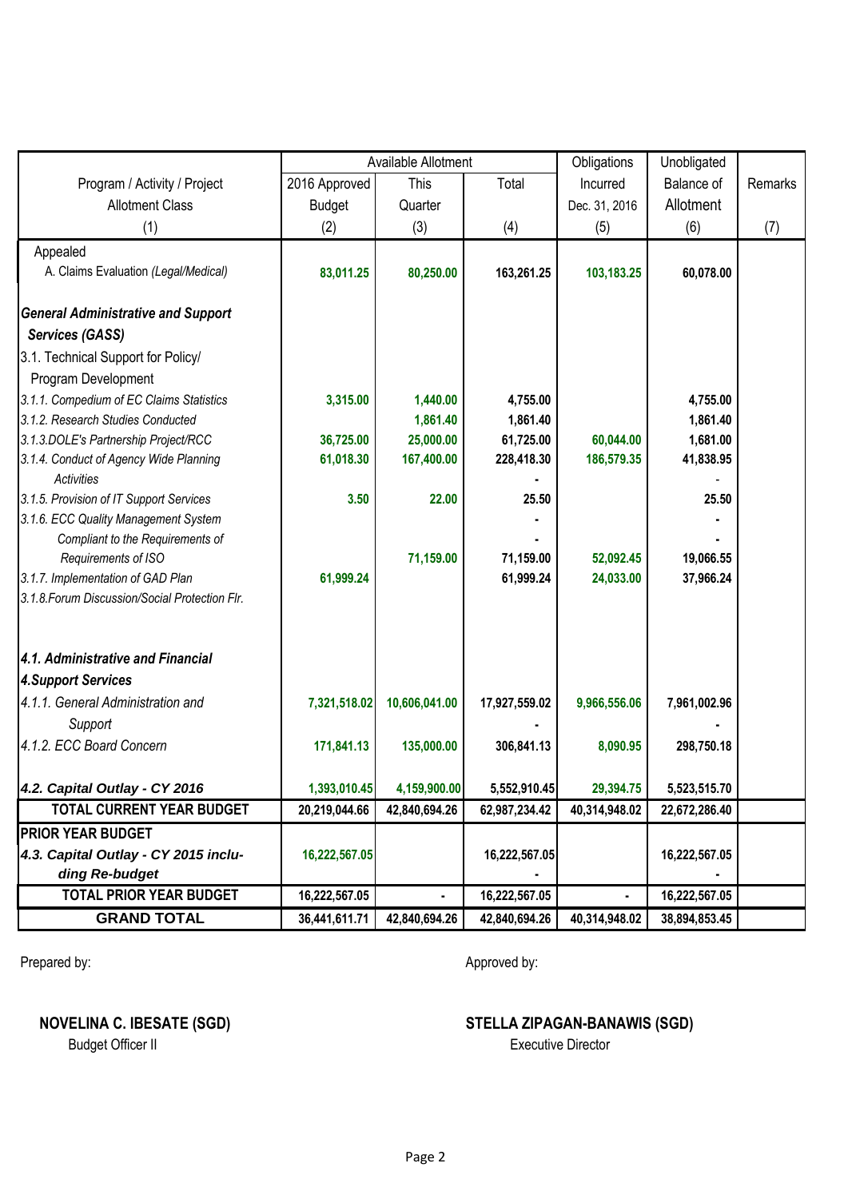| Program / Activity / Project Allotment Class | Available Allotment | | | Obligations Incurred | Unobligated Balance of Allotment | Remarks |
|---|---|---|---|---|---|---|
| | 2016 Approved Budget | This Quarter | Total | Dec. 31, 2016 | | |
| (1) | (2) | (3) | (4) | (5) | (6) | (7) |
| Appealed | | | | | | |
| A. Claims Evaluation *(Legal/Medical)* | **83,011.25** | **80,250.00** | **163,261.25** | **103,183.25** | **60,078.00** | |
| ***General Administrative and Support Services (GASS)*** | | | | | | |
| 3.1. Technical Support for Policy/ Program Development | | | | | | |
| *3.1.1. Compedium of EC Claims Statistics* | **3,315.00** | **1,440.00** | **4,755.00** | | **4,755.00** | |
| *3.1.2. Research Studies Conducted* | | **1,861.40** | **1,861.40** | | **1,861.40** | |
| *3.1.3.DOLE's Partnership Project/RCC* | **36,725.00** | **25,000.00** | **61,725.00** | **60,044.00** | **1,681.00** | |
| *3.1.4. Conduct of Agency Wide Planning Activities* | **61,018.30** | **167,400.00** | **228,418.30** | **186,579.35** | **41,838.95** | |
| | | | **-** | | - | |
| *3.1.5. Provision of IT Support Services* | **3.50** | **22.00** | **25.50** | | **25.50** | |
| *3.1.6. ECC Quality Management System* | | | **-** | | **-** | |
| *Compliant to the Requirements of* | | | **-** | | **-** | |
| *Requirements of ISO* | | **71,159.00** | **71,159.00** | **52,092.45** | **19,066.55** | |
| *3.1.7. Implementation of GAD Plan* | **61,999.24** | | **61,999.24** | **24,033.00** | **37,966.24** | |
| *3.1.8.Forum Discussion/Social Protection Flr.* | | | | | | |
| ***4.1. Administrative and Financial 4.Support Services*** | | | | | | |
| *4.1.1. General Administration and Support* | **7,321,518.02** | **10,606,041.00** | **17,927,559.02** | **9,966,556.06** | **7,961,002.96** | |
| | | | **-** | | **-** | |
| *4.1.2. ECC Board Concern* | **171,841.13** | **135,000.00** | **306,841.13** | **8,090.95** | **298,750.18** | |
| ***4.2. Capital Outlay - CY 2016*** | **1,393,010.45** | **4,159,900.00** | **5,552,910.45** | **29,394.75** | **5,523,515.70** | |
| **TOTAL CURRENT YEAR BUDGET** | **20,219,044.66** | **42,840,694.26** | **62,987,234.42** | **40,314,948.02** | **22,672,286.40** | |
| **PRIOR YEAR BUDGET** | | | | | | |
| ***4.3. Capital Outlay - CY 2015 including Re-budget*** | **16,222,567.05** | | **16,222,567.05** | | **16,222,567.05** | |
| | | | **-** | | **-** | |
| **TOTAL PRIOR YEAR BUDGET** | **16,222,567.05** | **-** | **16,222,567.05** | **-** | **16,222,567.05** | |
| **GRAND TOTAL** | **36,441,611.71** | **42,840,694.26** | **42,840,694.26** | **40,314,948.02** | **38,894,853.45** | |

Prepared by:

**NOVELINA C. IBESATE (SGD)**
Budget Officer II

Approved by:

**STELLA ZIPAGAN-BANAWIS (SGD)**
Executive Director